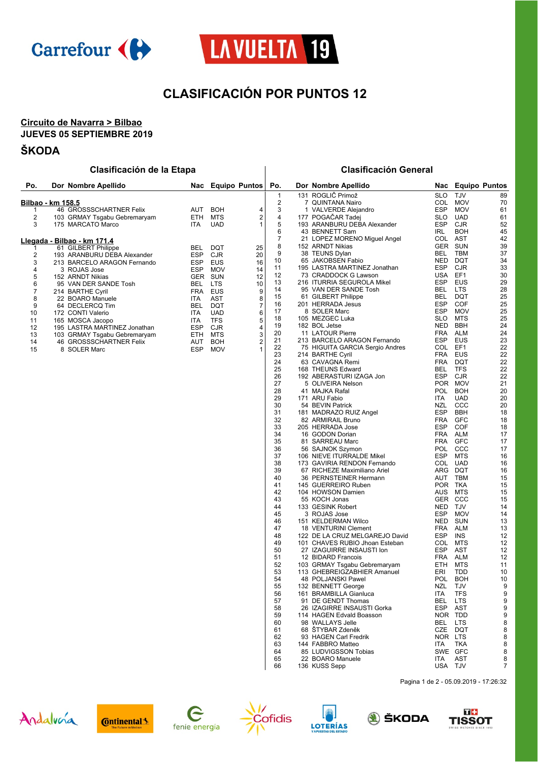# CLASIFICACIÓN POR PUNTOS 12

**Circuito de Navarra > Bilbao**

**JUEVES 05 SEPTIEMBRE 2019**

## ŠKODA

### Clasificación de la Etapa

**Bilbao - km 158.5**

| Po. | Dor | Nombre Apellido | Nac | Equipo | Puntos |
|---|---|---|---|---|---|
| 1 | 46 | GROSSSCHARTNER Felix | AUT | BOH | 4 |
| 2 | 103 | GRMAY Tsgabu Gebremaryam | ETH | MTS | 2 |
| 3 | 175 | MARCATO Marco | ITA | UAD | 1 |

**Llegada - Bilbao - km 171.4**

| Po. | Dor | Nombre Apellido | Nac | Equipo | Puntos |
|---|---|---|---|---|---|
| 1 | 61 | GILBERT Philippe | BEL | DQT | 25 |
| 2 | 193 | ARANBURU DEBA Alexander | ESP | CJR | 20 |
| 3 | 213 | BARCELO ARAGON Fernando | ESP | EUS | 16 |
| 4 | 3 | ROJAS Jose | ESP | MOV | 14 |
| 5 | 152 | ARNDT Nikias | GER | SUN | 12 |
| 6 | 95 | VAN DER SANDE Tosh | BEL | LTS | 10 |
| 7 | 214 | BARTHE Cyril | FRA | EUS | 9 |
| 8 | 22 | BOARO Manuele | ITA | AST | 8 |
| 9 | 64 | DECLERCQ Tim | BEL | DQT | 7 |
| 10 | 172 | CONTI Valerio | ITA | UAD | 6 |
| 11 | 165 | MOSCA Jacopo | ITA | TFS | 5 |
| 12 | 195 | LASTRA MARTINEZ Jonathan | ESP | CJR | 4 |
| 13 | 103 | GRMAY Tsgabu Gebremaryam | ETH | MTS | 3 |
| 14 | 46 | GROSSSCHARTNER Felix | AUT | BOH | 2 |
| 15 | 8 | SOLER Marc | ESP | MOV | 1 |

### Clasificación General

| Po. | Dor | Nombre Apellido | Nac | Equipo | Puntos |
|---|---|---|---|---|---|
| 1 | 131 | ROGLIČ Primož | SLO | TJV | 89 |
| 2 | 7 | QUINTANA Nairo | COL | MOV | 70 |
| 3 | 1 | VALVERDE Alejandro | ESP | MOV | 61 |
| 4 | 177 | POGAČAR Tadej | SLO | UAD | 61 |
| 5 | 193 | ARANBURU DEBA Alexander | ESP | CJR | 52 |
| 6 | 43 | BENNETT Sam | IRL | BOH | 45 |
| 7 | 21 | LOPEZ MORENO Miguel Angel | COL | AST | 42 |
| 8 | 152 | ARNDT Nikias | GER | SUN | 39 |
| 9 | 38 | TEUNS Dylan | BEL | TBM | 37 |
| 10 | 65 | JAKOBSEN Fabio | NED | DQT | 34 |
| 11 | 195 | LASTRA MARTINEZ Jonathan | ESP | CJR | 33 |
| 12 | 73 | CRADDOCK G Lawson | USA | EF1 | 30 |
| 13 | 216 | ITURRIA SEGUROLA Mikel | ESP | EUS | 29 |
| 14 | 95 | VAN DER SANDE Tosh | BEL | LTS | 28 |
| 15 | 61 | GILBERT Philippe | BEL | DQT | 25 |
| 16 | 201 | HERRADA Jesus | ESP | COF | 25 |
| 17 | 8 | SOLER Marc | ESP | MOV | 25 |
| 18 | 105 | MEZGEC Luka | SLO | MTS | 25 |
| 19 | 182 | BOL Jetse | NED | BBH | 24 |
| 20 | 11 | LATOUR Pierre | FRA | ALM | 24 |
| 21 | 213 | BARCELO ARAGON Fernando | ESP | EUS | 23 |
| 22 | 75 | HIGUITA GARCIA Sergio Andres | COL | EF1 | 22 |
| 23 | 214 | BARTHE Cyril | FRA | EUS | 22 |
| 24 | 63 | CAVAGNA Remi | FRA | DQT | 22 |
| 25 | 168 | THEUNS Edward | BEL | TFS | 22 |
| 26 | 192 | ABERASTURI IZAGA Jon | ESP | CJR | 22 |
| 27 | 5 | OLIVEIRA Nelson | POR | MOV | 21 |
| 28 | 41 | MAJKA Rafal | POL | BOH | 20 |
| 29 | 171 | ARU Fabio | ITA | UAD | 20 |
| 30 | 54 | BEVIN Patrick | NZL | CCC | 20 |
| 31 | 181 | MADRAZO RUIZ Angel | ESP | BBH | 18 |
| 32 | 82 | ARMIRAIL Bruno | FRA | GFC | 18 |
| 33 | 205 | HERRADA Jose | ESP | COF | 18 |
| 34 | 16 | GODON Dorian | FRA | ALM | 17 |
| 35 | 81 | SARREAU Marc | FRA | GFC | 17 |
| 36 | 56 | SAJNOK Szymon | POL | CCC | 17 |
| 37 | 106 | NIEVE ITURRALDE Mikel | ESP | MTS | 16 |
| 38 | 173 | GAVIRIA RENDON Fernando | COL | UAD | 16 |
| 39 | 67 | RICHEZE Maximiliano Ariel | ARG | DQT | 16 |
| 40 | 36 | PERNSTEINER Hermann | AUT | TBM | 15 |
| 41 | 145 | GUERREIRO Ruben | POR | TKA | 15 |
| 42 | 104 | HOWSON Damien | AUS | MTS | 15 |
| 43 | 55 | KOCH Jonas | GER | CCC | 15 |
| 44 | 133 | GESINK Robert | NED | TJV | 14 |
| 45 | 3 | ROJAS Jose | ESP | MOV | 14 |
| 46 | 151 | KELDERMAN Wilco | NED | SUN | 13 |
| 47 | 18 | VENTURINI Clement | FRA | ALM | 13 |
| 48 | 122 | DE LA CRUZ MELGAREJO David | ESP | INS | 12 |
| 49 | 101 | CHAVES RUBIO Jhoan Esteban | COL | MTS | 12 |
| 50 | 27 | IZAGUIRRE INSAUSTI Ion | ESP | AST | 12 |
| 51 | 12 | BIDARD Francois | FRA | ALM | 12 |
| 52 | 103 | GRMAY Tsgabu Gebremaryam | ETH | MTS | 11 |
| 53 | 113 | GHEBREIGZABHIER Amanuel | ERI | TDD | 10 |
| 54 | 48 | POLJANSKI Pawel | POL | BOH | 10 |
| 55 | 132 | BENNETT George | NZL | TJV | 9 |
| 56 | 161 | BRAMBILLA Gianluca | ITA | TFS | 9 |
| 57 | 91 | DE GENDT Thomas | BEL | LTS | 9 |
| 58 | 26 | IZAGIRRE INSAUSTI Gorka | ESP | AST | 9 |
| 59 | 114 | HAGEN Edvald Boasson | NOR | TDD | 9 |
| 60 | 98 | WALLAYS Jelle | BEL | LTS | 8 |
| 61 | 68 | ŠTYBAR Zdeněk | CZE | DQT | 8 |
| 62 | 93 | HAGEN Carl Fredrik | NOR | LTS | 8 |
| 63 | 144 | FABBRO Matteo | ITA | TKA | 8 |
| 64 | 85 | LUDVIGSSON Tobias | SWE | GFC | 8 |
| 65 | 22 | BOARO Manuele | ITA | AST | 8 |
| 66 | 136 | KUSS Sepp | USA | TJV | 7 |

Pagina 1 de 2 - 05.09.2019 - 17:26:32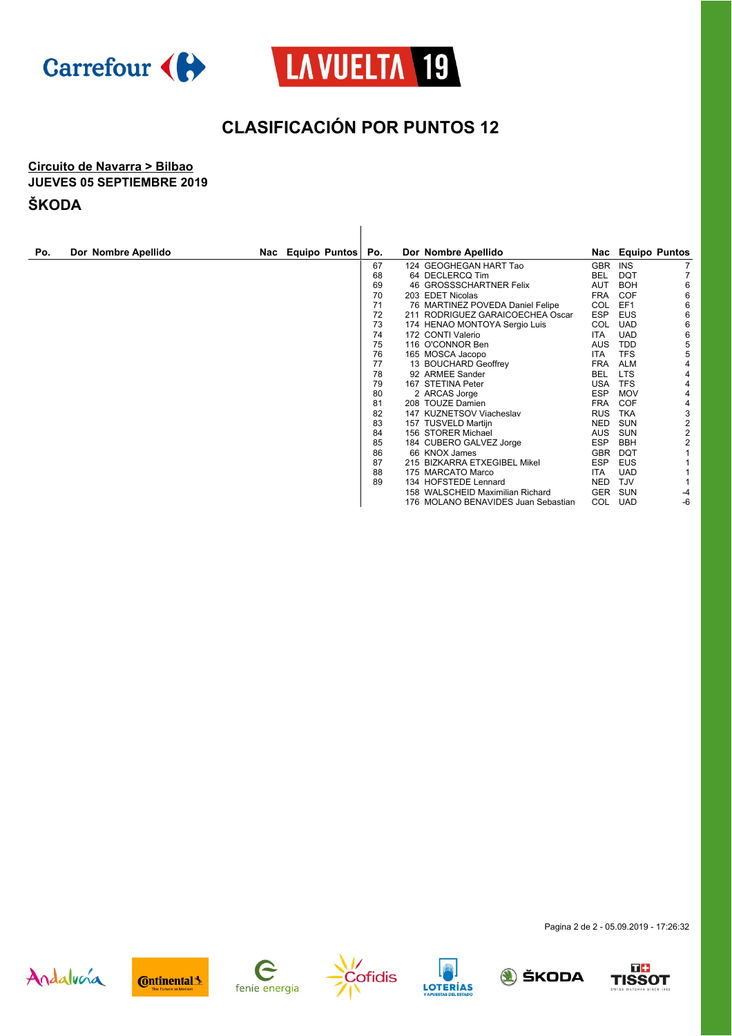# CLASIFICACIÓN POR PUNTOS 12

**Circuito de Navarra > Bilbao**

**JUEVES 05 SEPTIEMBRE 2019**

**ŠKODA**

| Po. | Dor | Nombre Apellido | Nac | Equipo | Puntos |
|---|---|---|---|---|---|
| 67 | 124 | GEOGHEGAN HART Tao | GBR | INS | 7 |
| 68 | 64 | DECLERCQ Tim | BEL | DQT | 7 |
| 69 | 46 | GROSSSCHARTNER Felix | AUT | BOH | 6 |
| 70 | 203 | EDET Nicolas | FRA | COF | 6 |
| 71 | 76 | MARTINEZ POVEDA Daniel Felipe | COL | EF1 | 6 |
| 72 | 211 | RODRIGUEZ GARAICOECHEA Oscar | ESP | EUS | 6 |
| 73 | 174 | HENAO MONTOYA Sergio Luis | COL | UAD | 6 |
| 74 | 172 | CONTI Valerio | ITA | UAD | 6 |
| 75 | 116 | O'CONNOR Ben | AUS | TDD | 5 |
| 76 | 165 | MOSCA Jacopo | ITA | TFS | 5 |
| 77 | 13 | BOUCHARD Geoffrey | FRA | ALM | 4 |
| 78 | 92 | ARMEE Sander | BEL | LTS | 4 |
| 79 | 167 | STETINA Peter | USA | TFS | 4 |
| 80 | 2 | ARCAS Jorge | ESP | MOV | 4 |
| 81 | 208 | TOUZE Damien | FRA | COF | 4 |
| 82 | 147 | KUZNETSOV Viacheslav | RUS | TKA | 3 |
| 83 | 157 | TUSVELD Martijn | NED | SUN | 2 |
| 84 | 156 | STORER Michael | AUS | SUN | 2 |
| 85 | 184 | CUBERO GALVEZ Jorge | ESP | BBH | 2 |
| 86 | 66 | KNOX James | GBR | DQT | 1 |
| 87 | 215 | BIZKARRA ETXEGIBEL Mikel | ESP | EUS | 1 |
| 88 | 175 | MARCATO Marco | ITA | UAD | 1 |
| 89 | 134 | HOFSTEDE Lennard | NED | TJV | 1 |
| | 158 | WALSCHEID Maximilian Richard | GER | SUN | -4 |
| | 176 | MOLANO BENAVIDES Juan Sebastian | COL | UAD | -6 |

Pagina 2 de 2 - 05.09.2019 - 17:26:32